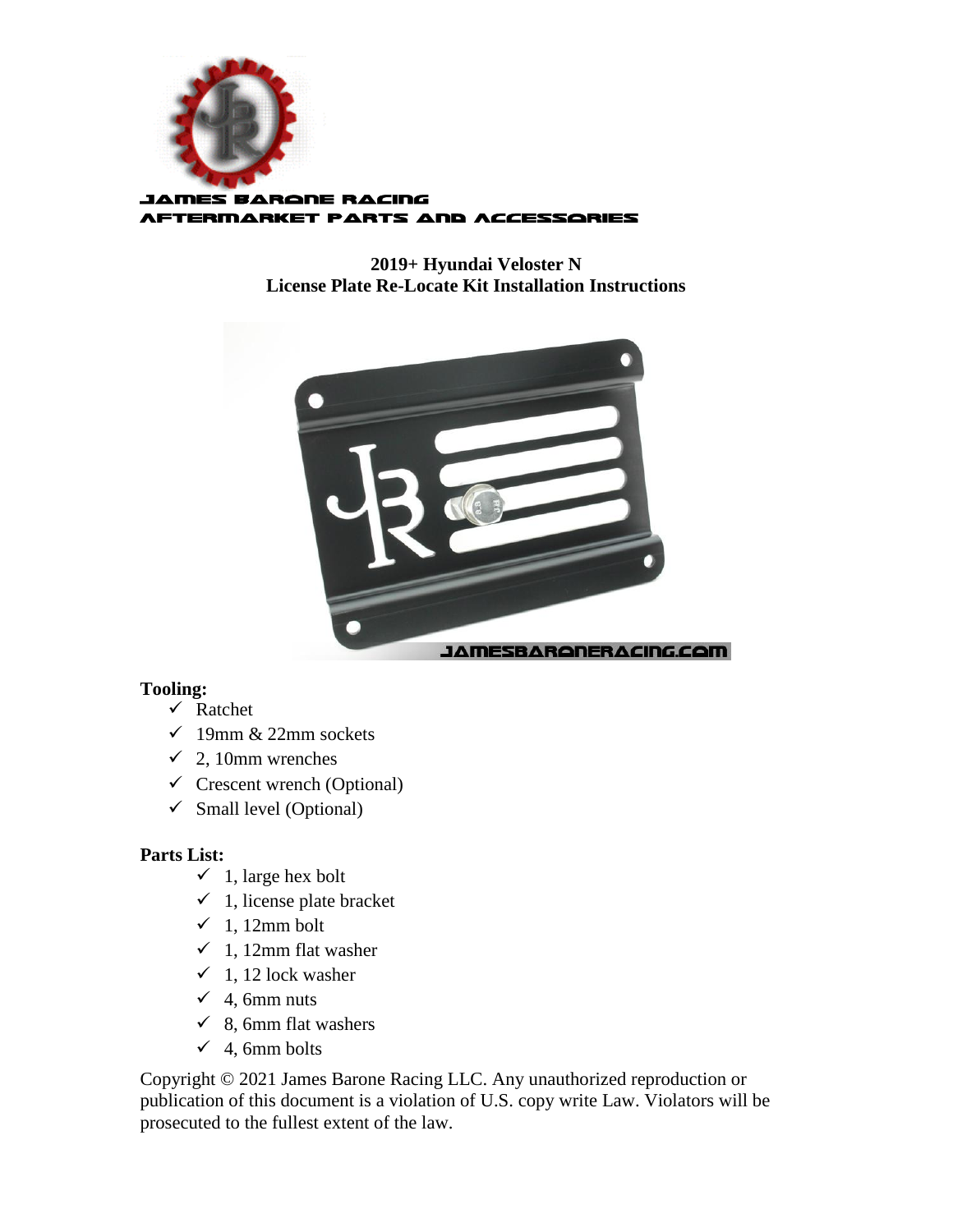JAMES BARONE RACING
AFTERMARKET PARTS AND ACCESSORIES

**2019+ Hyundai Veloster N**
**License Plate Re-Locate Kit Installation Instructions**

**Tooling:**

- ✓ Ratchet
- ✓ 19mm & 22mm sockets
- ✓ 2, 10mm wrenches
- ✓ Crescent wrench (Optional)
- ✓ Small level (Optional)

**Parts List:**

- ✓ 1, large hex bolt
- ✓ 1, license plate bracket
- ✓ 1, 12mm bolt
- ✓ 1, 12mm flat washer
- ✓ 1, 12 lock washer
- ✓ 4, 6mm nuts
- ✓ 8, 6mm flat washers
- ✓ 4, 6mm bolts

Copyright © 2021 James Barone Racing LLC. Any unauthorized reproduction or publication of this document is a violation of U.S. copy write Law. Violators will be prosecuted to the fullest extent of the law.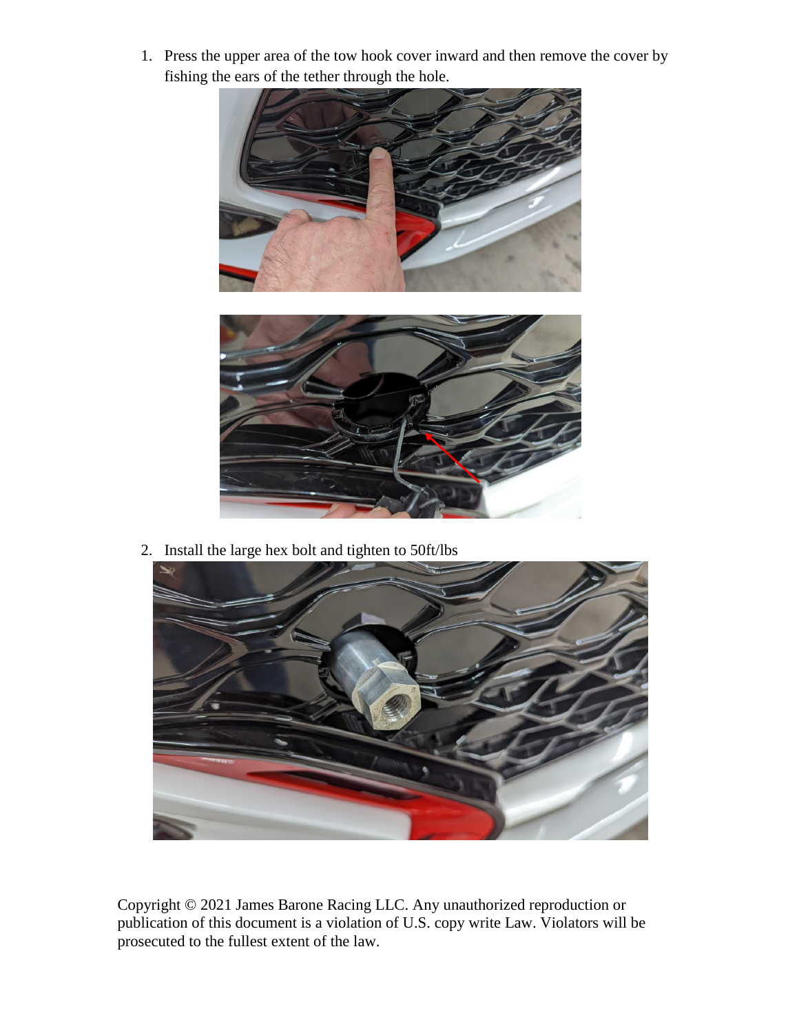1. Press the upper area of the tow hook cover inward and then remove the cover by fishing the ears of the tether through the hole.

2. Install the large hex bolt and tighten to 50ft/lbs

Copyright © 2021 James Barone Racing LLC. Any unauthorized reproduction or publication of this document is a violation of U.S. copy write Law. Violators will be prosecuted to the fullest extent of the law.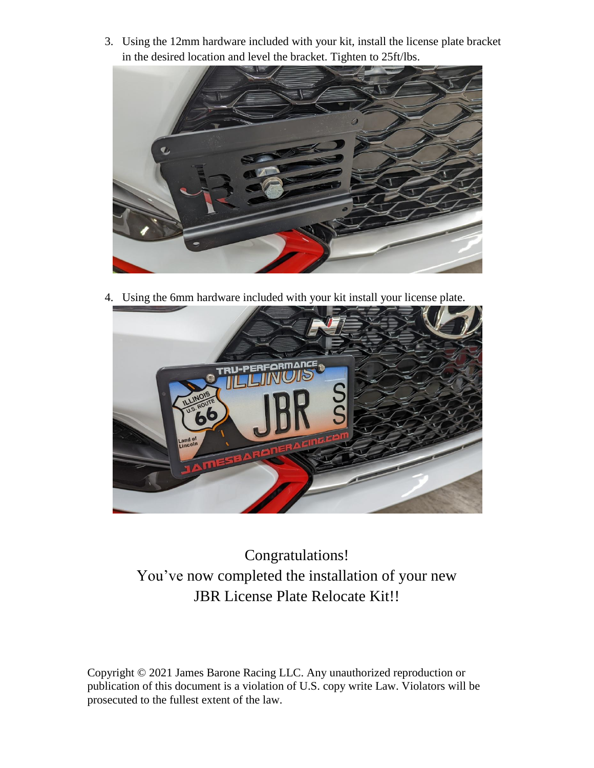3. Using the 12mm hardware included with your kit, install the license plate bracket in the desired location and level the bracket. Tighten to 25ft/lbs.

4. Using the 6mm hardware included with your kit install your license plate.

Congratulations!
You've now completed the installation of your new
JBR License Plate Relocate Kit!!

Copyright © 2021 James Barone Racing LLC. Any unauthorized reproduction or publication of this document is a violation of U.S. copy write Law. Violators will be prosecuted to the fullest extent of the law.